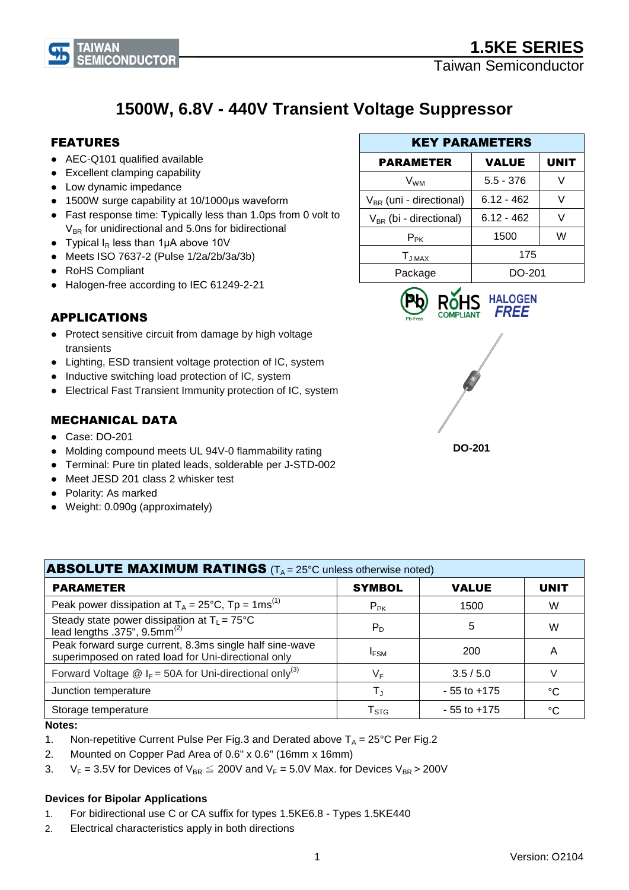# 1500W, 6.8V - 440V Transient Voltage Suppressor

## FEATURES

- AEC-Q101 qualified available
- Excellent clamping capability
- Low dynamic impedance
- 1500W surge capability at 10/1000μs waveform
- Fast response time: Typically less than 1.0ps from 0 volt to $V_{BR}$ for unidirectional and 5.0ns for bidirectional
- Typical $I_R$ less than 1μA above 10V
- Meets ISO 7637-2 (Pulse 1/2a/2b/3a/3b)
- RoHS Compliant
- Halogen-free according to IEC 61249-2-21

## APPLICATIONS

- Protect sensitive circuit from damage by high voltage transients
- Lighting, ESD transient voltage protection of IC, system
- Inductive switching load protection of IC, system
- Electrical Fast Transient Immunity protection of IC, system

## MECHANICAL DATA

- Case: DO-201
- Molding compound meets UL 94V-0 flammability rating
- Terminal: Pure tin plated leads, solderable per J-STD-002
- Meet JESD 201 class 2 whisker test
- Polarity: As marked
- Weight: 0.090g (approximately)

| KEY PARAMETERS | | |
|---|---|---|
| **PARAMETER** | **VALUE** | **UNIT** |
| $V_{WM}$ | 5.5 - 376 | V |
| $V_{BR}$ (uni - directional) | 6.12 - 462 | V |
| $V_{BR}$ (bi - directional) | 6.12 - 462 | V |
| $P_{PK}$ | 1500 | W |
| $T_{J\,MAX}$ | 175 | |
| Package | DO-201 | |

DO-201

## ABSOLUTE MAXIMUM RATINGS ($T_A$ = 25°C unless otherwise noted)

| PARAMETER | SYMBOL | VALUE | UNIT |
|---|---|---|---|
| Peak power dissipation at $T_A$ = 25°C, Tp = 1ms[(1)] | $P_{PK}$ | 1500 | W |
| Steady state power dissipation at $T_L$ = 75°C lead lengths .375", 9.5mm[(2)] | $P_D$ | 5 | W |
| Peak forward surge current, 8.3ms single half sine-wave superimposed on rated load for Uni-directional only | $I_{FSM}$ | 200 | A |
| Forward Voltage @ $I_F$ = 50A for Uni-directional only[(3)] | $V_F$ | 3.5 / 5.0 | V |
| Junction temperature | $T_J$ | - 55 to +175 | °C |
| Storage temperature | $T_{STG}$ | - 55 to +175 | °C |

**Notes:**

1. Non-repetitive Current Pulse Per Fig.3 and Derated above $T_A$ = 25°C Per Fig.2
2. Mounted on Copper Pad Area of 0.6" x 0.6" (16mm x 16mm)
3. $V_F$ = 3.5V for Devices of $V_{BR} \leqq$ 200V and $V_F$ = 5.0V Max. for Devices $V_{BR}$ > 200V

**Devices for Bipolar Applications**

1. For bidirectional use C or CA suffix for types 1.5KE6.8 - Types 1.5KE440
2. Electrical characteristics apply in both directions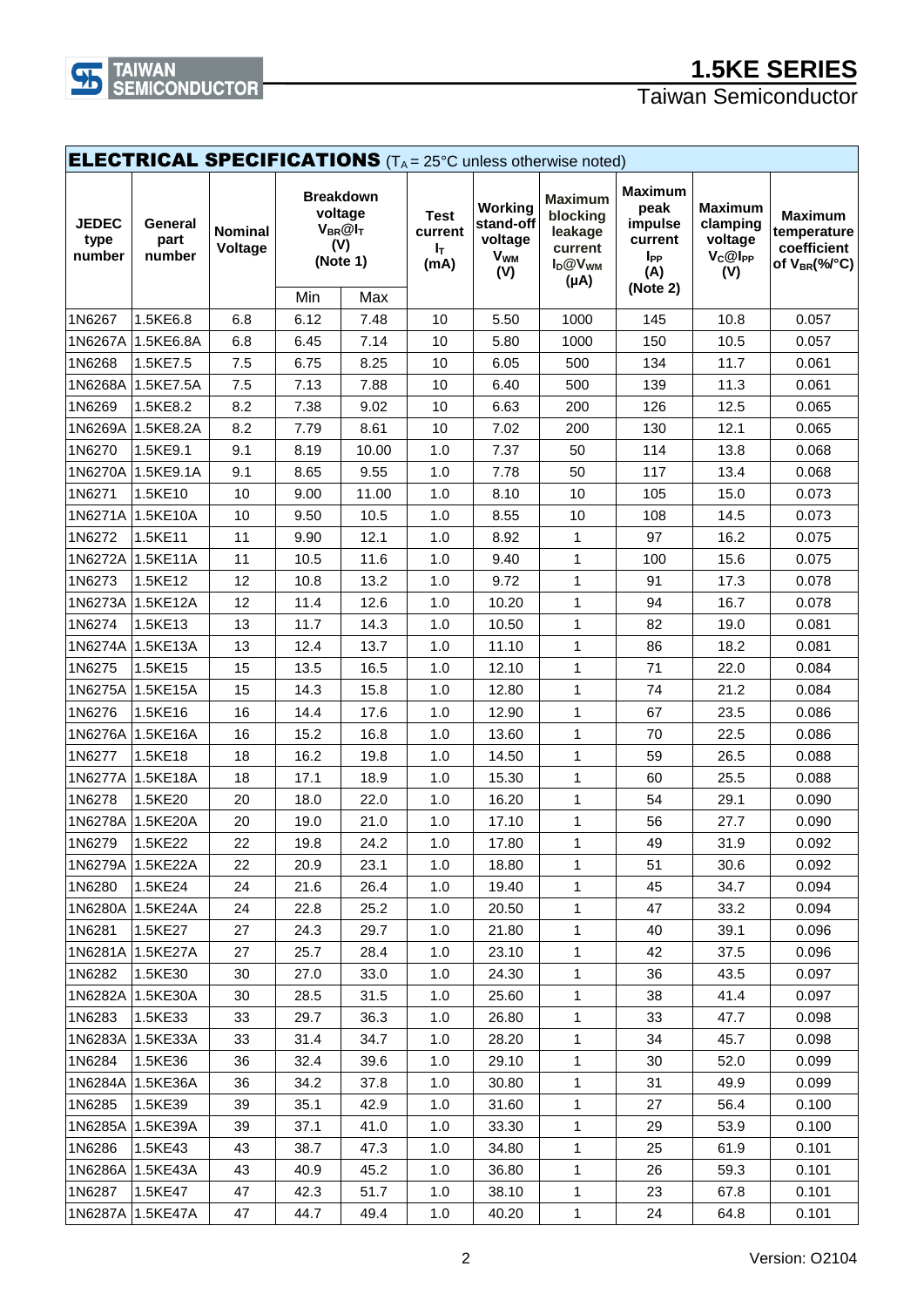## ELECTRICAL SPECIFICATIONS ($T_A$ = 25°C unless otherwise noted)

| JEDEC type number | General part number | Nominal Voltage | Breakdown voltage $V_{BR}$@$I_T$ (V) (Note 1) | | Test current $I_T$ (mA) | Working stand-off voltage $V_{WM}$ (V) | Maximum blocking leakage current $I_D$@$V_{WM}$ (μA) | Maximum peak impulse current $I_{PP}$ (A) (Note 2) | Maximum clamping voltage $V_C$@$I_{PP}$ (V) | Maximum temperature coefficient of $V_{BR}$(%/°C) |
|---|---|---|---|---|---|---|---|---|---|---|
| | | | Min | Max | | | | | | |
| 1N6267 | 1.5KE6.8 | 6.8 | 6.12 | 7.48 | 10 | 5.50 | 1000 | 145 | 10.8 | 0.057 |
| 1N6267A | 1.5KE6.8A | 6.8 | 6.45 | 7.14 | 10 | 5.80 | 1000 | 150 | 10.5 | 0.057 |
| 1N6268 | 1.5KE7.5 | 7.5 | 6.75 | 8.25 | 10 | 6.05 | 500 | 134 | 11.7 | 0.061 |
| 1N6268A | 1.5KE7.5A | 7.5 | 7.13 | 7.88 | 10 | 6.40 | 500 | 139 | 11.3 | 0.061 |
| 1N6269 | 1.5KE8.2 | 8.2 | 7.38 | 9.02 | 10 | 6.63 | 200 | 126 | 12.5 | 0.065 |
| 1N6269A | 1.5KE8.2A | 8.2 | 7.79 | 8.61 | 10 | 7.02 | 200 | 130 | 12.1 | 0.065 |
| 1N6270 | 1.5KE9.1 | 9.1 | 8.19 | 10.00 | 1.0 | 7.37 | 50 | 114 | 13.8 | 0.068 |
| 1N6270A | 1.5KE9.1A | 9.1 | 8.65 | 9.55 | 1.0 | 7.78 | 50 | 117 | 13.4 | 0.068 |
| 1N6271 | 1.5KE10 | 10 | 9.00 | 11.00 | 1.0 | 8.10 | 10 | 105 | 15.0 | 0.073 |
| 1N6271A | 1.5KE10A | 10 | 9.50 | 10.5 | 1.0 | 8.55 | 10 | 108 | 14.5 | 0.073 |
| 1N6272 | 1.5KE11 | 11 | 9.90 | 12.1 | 1.0 | 8.92 | 1 | 97 | 16.2 | 0.075 |
| 1N6272A | 1.5KE11A | 11 | 10.5 | 11.6 | 1.0 | 9.40 | 1 | 100 | 15.6 | 0.075 |
| 1N6273 | 1.5KE12 | 12 | 10.8 | 13.2 | 1.0 | 9.72 | 1 | 91 | 17.3 | 0.078 |
| 1N6273A | 1.5KE12A | 12 | 11.4 | 12.6 | 1.0 | 10.20 | 1 | 94 | 16.7 | 0.078 |
| 1N6274 | 1.5KE13 | 13 | 11.7 | 14.3 | 1.0 | 10.50 | 1 | 82 | 19.0 | 0.081 |
| 1N6274A | 1.5KE13A | 13 | 12.4 | 13.7 | 1.0 | 11.10 | 1 | 86 | 18.2 | 0.081 |
| 1N6275 | 1.5KE15 | 15 | 13.5 | 16.5 | 1.0 | 12.10 | 1 | 71 | 22.0 | 0.084 |
| 1N6275A | 1.5KE15A | 15 | 14.3 | 15.8 | 1.0 | 12.80 | 1 | 74 | 21.2 | 0.084 |
| 1N6276 | 1.5KE16 | 16 | 14.4 | 17.6 | 1.0 | 12.90 | 1 | 67 | 23.5 | 0.086 |
| 1N6276A | 1.5KE16A | 16 | 15.2 | 16.8 | 1.0 | 13.60 | 1 | 70 | 22.5 | 0.086 |
| 1N6277 | 1.5KE18 | 18 | 16.2 | 19.8 | 1.0 | 14.50 | 1 | 59 | 26.5 | 0.088 |
| 1N6277A | 1.5KE18A | 18 | 17.1 | 18.9 | 1.0 | 15.30 | 1 | 60 | 25.5 | 0.088 |
| 1N6278 | 1.5KE20 | 20 | 18.0 | 22.0 | 1.0 | 16.20 | 1 | 54 | 29.1 | 0.090 |
| 1N6278A | 1.5KE20A | 20 | 19.0 | 21.0 | 1.0 | 17.10 | 1 | 56 | 27.7 | 0.090 |
| 1N6279 | 1.5KE22 | 22 | 19.8 | 24.2 | 1.0 | 17.80 | 1 | 49 | 31.9 | 0.092 |
| 1N6279A | 1.5KE22A | 22 | 20.9 | 23.1 | 1.0 | 18.80 | 1 | 51 | 30.6 | 0.092 |
| 1N6280 | 1.5KE24 | 24 | 21.6 | 26.4 | 1.0 | 19.40 | 1 | 45 | 34.7 | 0.094 |
| 1N6280A | 1.5KE24A | 24 | 22.8 | 25.2 | 1.0 | 20.50 | 1 | 47 | 33.2 | 0.094 |
| 1N6281 | 1.5KE27 | 27 | 24.3 | 29.7 | 1.0 | 21.80 | 1 | 40 | 39.1 | 0.096 |
| 1N6281A | 1.5KE27A | 27 | 25.7 | 28.4 | 1.0 | 23.10 | 1 | 42 | 37.5 | 0.096 |
| 1N6282 | 1.5KE30 | 30 | 27.0 | 33.0 | 1.0 | 24.30 | 1 | 36 | 43.5 | 0.097 |
| 1N6282A | 1.5KE30A | 30 | 28.5 | 31.5 | 1.0 | 25.60 | 1 | 38 | 41.4 | 0.097 |
| 1N6283 | 1.5KE33 | 33 | 29.7 | 36.3 | 1.0 | 26.80 | 1 | 33 | 47.7 | 0.098 |
| 1N6283A | 1.5KE33A | 33 | 31.4 | 34.7 | 1.0 | 28.20 | 1 | 34 | 45.7 | 0.098 |
| 1N6284 | 1.5KE36 | 36 | 32.4 | 39.6 | 1.0 | 29.10 | 1 | 30 | 52.0 | 0.099 |
| 1N6284A | 1.5KE36A | 36 | 34.2 | 37.8 | 1.0 | 30.80 | 1 | 31 | 49.9 | 0.099 |
| 1N6285 | 1.5KE39 | 39 | 35.1 | 42.9 | 1.0 | 31.60 | 1 | 27 | 56.4 | 0.100 |
| 1N6285A | 1.5KE39A | 39 | 37.1 | 41.0 | 1.0 | 33.30 | 1 | 29 | 53.9 | 0.100 |
| 1N6286 | 1.5KE43 | 43 | 38.7 | 47.3 | 1.0 | 34.80 | 1 | 25 | 61.9 | 0.101 |
| 1N6286A | 1.5KE43A | 43 | 40.9 | 45.2 | 1.0 | 36.80 | 1 | 26 | 59.3 | 0.101 |
| 1N6287 | 1.5KE47 | 47 | 42.3 | 51.7 | 1.0 | 38.10 | 1 | 23 | 67.8 | 0.101 |
| 1N6287A | 1.5KE47A | 47 | 44.7 | 49.4 | 1.0 | 40.20 | 1 | 24 | 64.8 | 0.101 |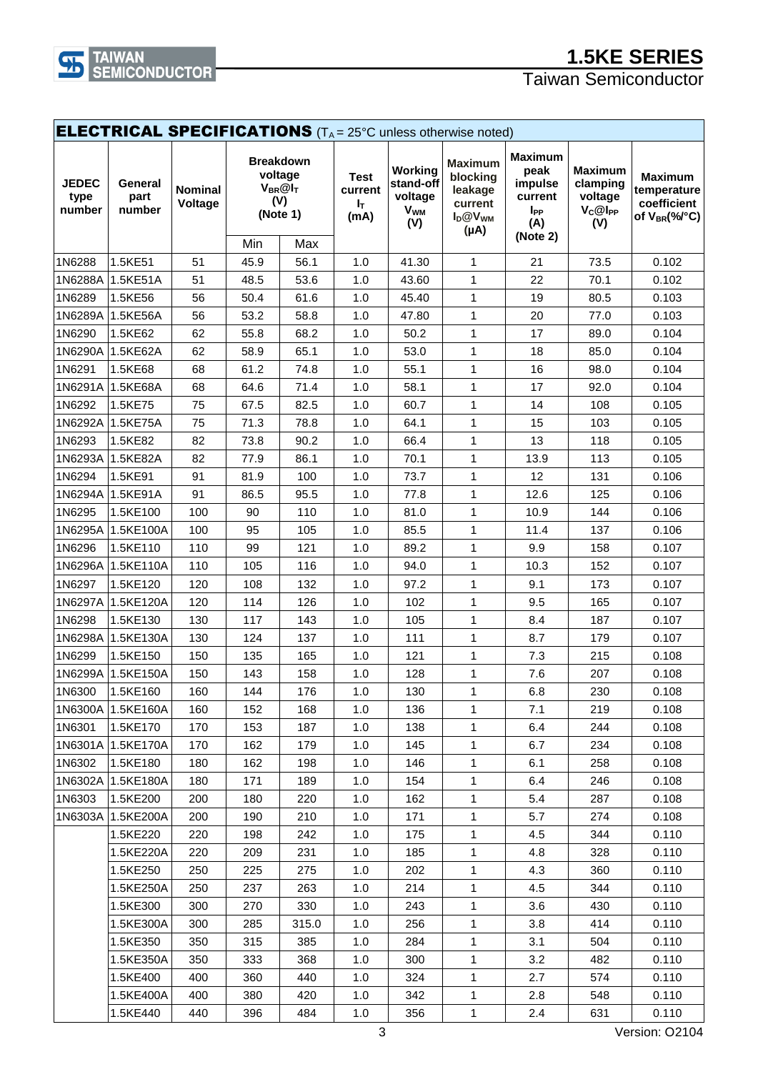## ELECTRICAL SPECIFICATIONS ($T_A$ = 25°C unless otherwise noted)

| JEDEC type number | General part number | Nominal Voltage | Breakdown voltage $V_{BR}$@$I_T$ (V) (Note 1) | | Test current $I_T$ (mA) | Working stand-off voltage $V_{WM}$ (V) | Maximum blocking leakage current $I_D$@$V_{WM}$ (μA) | Maximum peak impulse current $I_{PP}$ (A) (Note 2) | Maximum clamping voltage $V_C$@$I_{PP}$ (V) | Maximum temperature coefficient of $V_{BR}$(%/°C) |
|---|---|---|---|---|---|---|---|---|---|---|
| | | | Min | Max | | | | | | |
| 1N6288 | 1.5KE51 | 51 | 45.9 | 56.1 | 1.0 | 41.30 | 1 | 21 | 73.5 | 0.102 |
| 1N6288A | 1.5KE51A | 51 | 48.5 | 53.6 | 1.0 | 43.60 | 1 | 22 | 70.1 | 0.102 |
| 1N6289 | 1.5KE56 | 56 | 50.4 | 61.6 | 1.0 | 45.40 | 1 | 19 | 80.5 | 0.103 |
| 1N6289A | 1.5KE56A | 56 | 53.2 | 58.8 | 1.0 | 47.80 | 1 | 20 | 77.0 | 0.103 |
| 1N6290 | 1.5KE62 | 62 | 55.8 | 68.2 | 1.0 | 50.2 | 1 | 17 | 89.0 | 0.104 |
| 1N6290A | 1.5KE62A | 62 | 58.9 | 65.1 | 1.0 | 53.0 | 1 | 18 | 85.0 | 0.104 |
| 1N6291 | 1.5KE68 | 68 | 61.2 | 74.8 | 1.0 | 55.1 | 1 | 16 | 98.0 | 0.104 |
| 1N6291A | 1.5KE68A | 68 | 64.6 | 71.4 | 1.0 | 58.1 | 1 | 17 | 92.0 | 0.104 |
| 1N6292 | 1.5KE75 | 75 | 67.5 | 82.5 | 1.0 | 60.7 | 1 | 14 | 108 | 0.105 |
| 1N6292A | 1.5KE75A | 75 | 71.3 | 78.8 | 1.0 | 64.1 | 1 | 15 | 103 | 0.105 |
| 1N6293 | 1.5KE82 | 82 | 73.8 | 90.2 | 1.0 | 66.4 | 1 | 13 | 118 | 0.105 |
| 1N6293A | 1.5KE82A | 82 | 77.9 | 86.1 | 1.0 | 70.1 | 1 | 13.9 | 113 | 0.105 |
| 1N6294 | 1.5KE91 | 91 | 81.9 | 100 | 1.0 | 73.7 | 1 | 12 | 131 | 0.106 |
| 1N6294A | 1.5KE91A | 91 | 86.5 | 95.5 | 1.0 | 77.8 | 1 | 12.6 | 125 | 0.106 |
| 1N6295 | 1.5KE100 | 100 | 90 | 110 | 1.0 | 81.0 | 1 | 10.9 | 144 | 0.106 |
| 1N6295A | 1.5KE100A | 100 | 95 | 105 | 1.0 | 85.5 | 1 | 11.4 | 137 | 0.106 |
| 1N6296 | 1.5KE110 | 110 | 99 | 121 | 1.0 | 89.2 | 1 | 9.9 | 158 | 0.107 |
| 1N6296A | 1.5KE110A | 110 | 105 | 116 | 1.0 | 94.0 | 1 | 10.3 | 152 | 0.107 |
| 1N6297 | 1.5KE120 | 120 | 108 | 132 | 1.0 | 97.2 | 1 | 9.1 | 173 | 0.107 |
| 1N6297A | 1.5KE120A | 120 | 114 | 126 | 1.0 | 102 | 1 | 9.5 | 165 | 0.107 |
| 1N6298 | 1.5KE130 | 130 | 117 | 143 | 1.0 | 105 | 1 | 8.4 | 187 | 0.107 |
| 1N6298A | 1.5KE130A | 130 | 124 | 137 | 1.0 | 111 | 1 | 8.7 | 179 | 0.107 |
| 1N6299 | 1.5KE150 | 150 | 135 | 165 | 1.0 | 121 | 1 | 7.3 | 215 | 0.108 |
| 1N6299A | 1.5KE150A | 150 | 143 | 158 | 1.0 | 128 | 1 | 7.6 | 207 | 0.108 |
| 1N6300 | 1.5KE160 | 160 | 144 | 176 | 1.0 | 130 | 1 | 6.8 | 230 | 0.108 |
| 1N6300A | 1.5KE160A | 160 | 152 | 168 | 1.0 | 136 | 1 | 7.1 | 219 | 0.108 |
| 1N6301 | 1.5KE170 | 170 | 153 | 187 | 1.0 | 138 | 1 | 6.4 | 244 | 0.108 |
| 1N6301A | 1.5KE170A | 170 | 162 | 179 | 1.0 | 145 | 1 | 6.7 | 234 | 0.108 |
| 1N6302 | 1.5KE180 | 180 | 162 | 198 | 1.0 | 146 | 1 | 6.1 | 258 | 0.108 |
| 1N6302A | 1.5KE180A | 180 | 171 | 189 | 1.0 | 154 | 1 | 6.4 | 246 | 0.108 |
| 1N6303 | 1.5KE200 | 200 | 180 | 220 | 1.0 | 162 | 1 | 5.4 | 287 | 0.108 |
| 1N6303A | 1.5KE200A | 200 | 190 | 210 | 1.0 | 171 | 1 | 5.7 | 274 | 0.108 |
| | 1.5KE220 | 220 | 198 | 242 | 1.0 | 175 | 1 | 4.5 | 344 | 0.110 |
| | 1.5KE220A | 220 | 209 | 231 | 1.0 | 185 | 1 | 4.8 | 328 | 0.110 |
| | 1.5KE250 | 250 | 225 | 275 | 1.0 | 202 | 1 | 4.3 | 360 | 0.110 |
| | 1.5KE250A | 250 | 237 | 263 | 1.0 | 214 | 1 | 4.5 | 344 | 0.110 |
| | 1.5KE300 | 300 | 270 | 330 | 1.0 | 243 | 1 | 3.6 | 430 | 0.110 |
| | 1.5KE300A | 300 | 285 | 315.0 | 1.0 | 256 | 1 | 3.8 | 414 | 0.110 |
| | 1.5KE350 | 350 | 315 | 385 | 1.0 | 284 | 1 | 3.1 | 504 | 0.110 |
| | 1.5KE350A | 350 | 333 | 368 | 1.0 | 300 | 1 | 3.2 | 482 | 0.110 |
| | 1.5KE400 | 400 | 360 | 440 | 1.0 | 324 | 1 | 2.7 | 574 | 0.110 |
| | 1.5KE400A | 400 | 380 | 420 | 1.0 | 342 | 1 | 2.8 | 548 | 0.110 |
| | 1.5KE440 | 440 | 396 | 484 | 1.0 | 356 | 1 | 2.4 | 631 | 0.110 |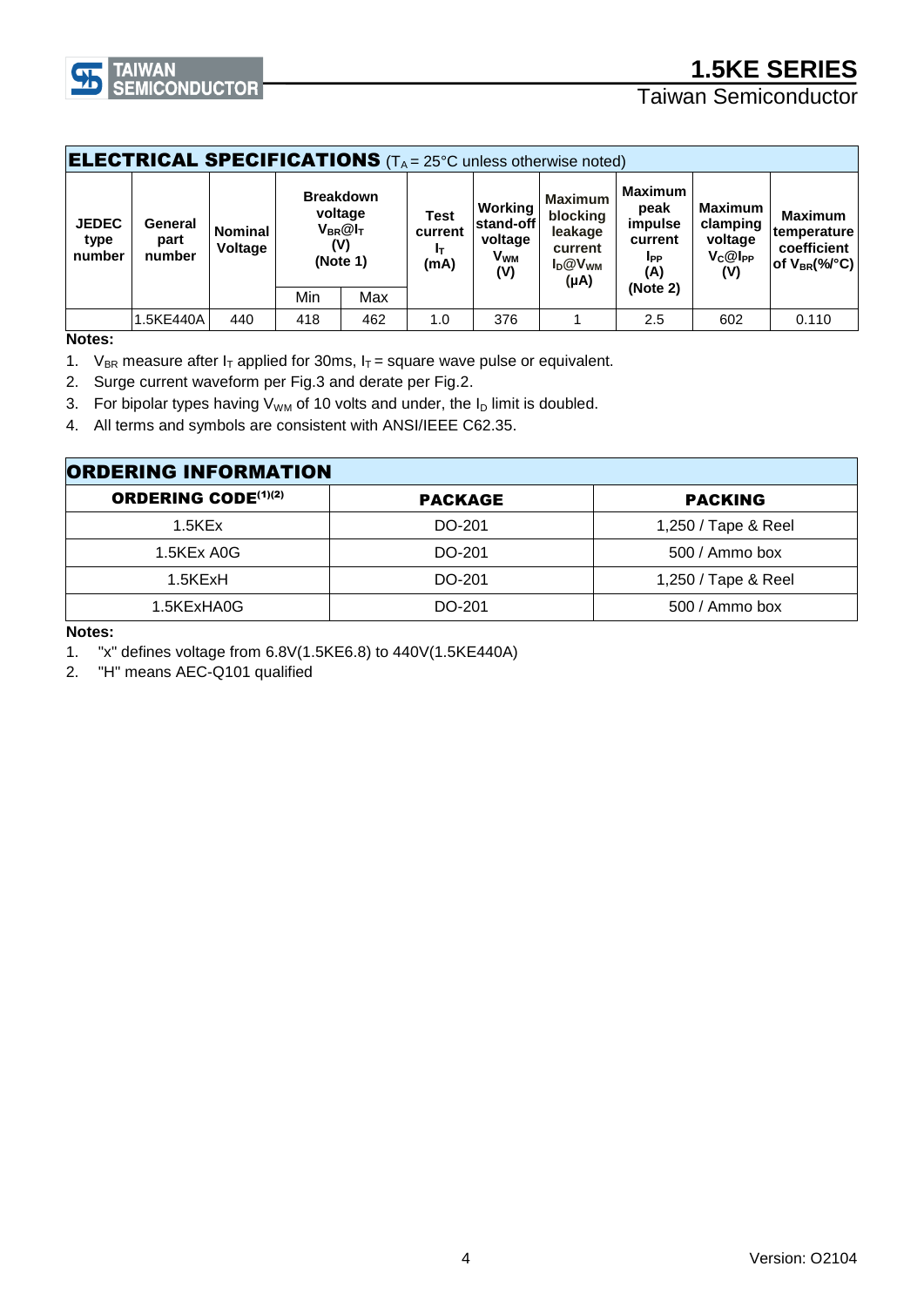## ELECTRICAL SPECIFICATIONS ($T_A$ = 25°C unless otherwise noted)

| JEDEC type number | General part number | Nominal Voltage | Breakdown voltage $V_{BR}$@$I_T$ (V) (Note 1) | | Test current $I_T$ (mA) | Working stand-off voltage $V_{WM}$ (V) | Maximum blocking leakage current $I_D$@$V_{WM}$ (μA) | Maximum peak impulse current $I_{PP}$ (A) (Note 2) | Maximum clamping voltage $V_C$@$I_{PP}$ (V) | Maximum temperature coefficient of $V_{BR}$(%/°C) |
|---|---|---|---|---|---|---|---|---|---|---|
| | | | Min | Max | | | | | | |
| | 1.5KE440A | 440 | 418 | 462 | 1.0 | 376 | 1 | 2.5 | 602 | 0.110 |

**Notes:**

1. $V_{BR}$ measure after $I_T$ applied for 30ms, $I_T$ = square wave pulse or equivalent.
2. Surge current waveform per Fig.3 and derate per Fig.2.
3. For bipolar types having $V_{WM}$ of 10 volts and under, the $I_D$ limit is doubled.
4. All terms and symbols are consistent with ANSI/IEEE C62.35.

## ORDERING INFORMATION

| ORDERING CODE[(1)(2)] | PACKAGE | PACKING |
|---|---|---|
| 1.5KEx | DO-201 | 1,250 / Tape & Reel |
| 1.5KEx A0G | DO-201 | 500 / Ammo box |
| 1.5KExH | DO-201 | 1,250 / Tape & Reel |
| 1.5KExHA0G | DO-201 | 500 / Ammo box |

**Notes:**

1. "x" defines voltage from 6.8V(1.5KE6.8) to 440V(1.5KE440A)
2. "H" means AEC-Q101 qualified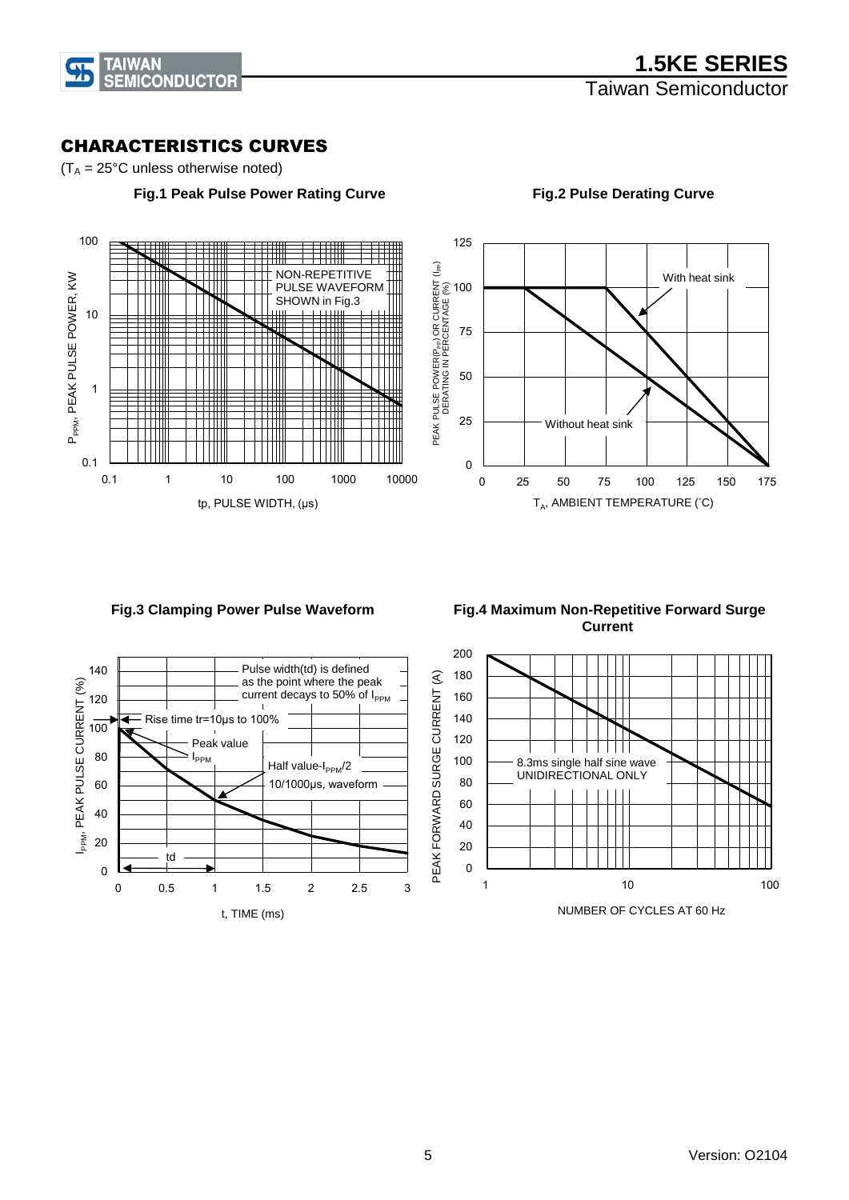## CHARACTERISTICS CURVES

($T_A$ = 25°C unless otherwise noted)

**Fig.1 Peak Pulse Power Rating Curve**

NON-REPETITIVE PULSE WAVEFORM SHOWN in Fig.3

$P_{PPM}$, PEAK PULSE POWER, KW

tp, PULSE WIDTH, (μs)

**Fig.2 Pulse Derating Curve**

With heat sink

Without heat sink

PEAK PULSE POWER($P_{PP}$) OR CURRENT ($I_{PP}$) DERATING IN PERCENTAGE (%)

$T_A$, AMBIENT TEMPERATURE (°C)

**Fig.3 Clamping Power Pulse Waveform**

Pulse width(td) is defined as the point where the peak current decays to 50% of $I_{PPM}$

Rise time tr=10μs to 100%

Peak value $I_{PPM}$

Half value-$I_{PPM}$/2

10/1000μs, waveform

td

$I_{PPM}$, PEAK PULSE CURRENT (%)

t, TIME (ms)

**Fig.4 Maximum Non-Repetitive Forward Surge Current**

8.3ms single half sine wave UNIDIRECTIONAL ONLY

PEAK FORWARD SURGE CURRENT (A)

NUMBER OF CYCLES AT 60 Hz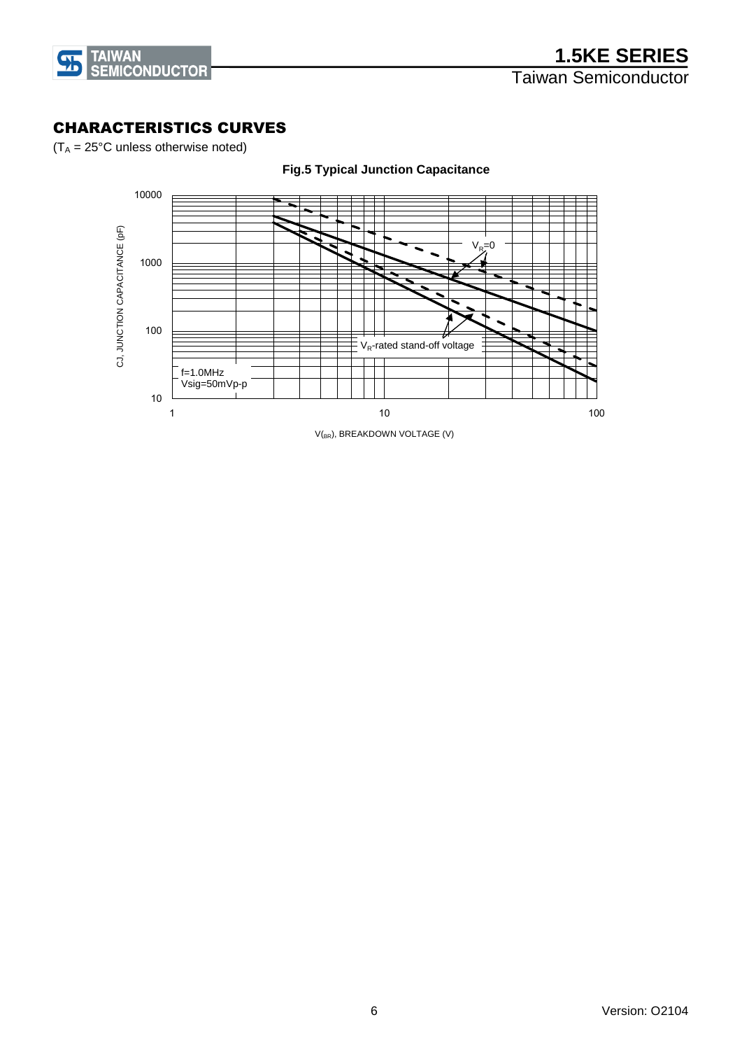## CHARACTERISTICS CURVES

($T_A$ = 25°C unless otherwise noted)

**Fig.5 Typical Junction Capacitance**

CJ, JUNCTION CAPACITANCE (pF)

10000

1000

100

10

$V_R$=0

$V_R$-rated stand-off voltage

f=1.0MHz
Vsig=50mVp-p

1 10 100

$V_{(BR)}$, BREAKDOWN VOLTAGE (V)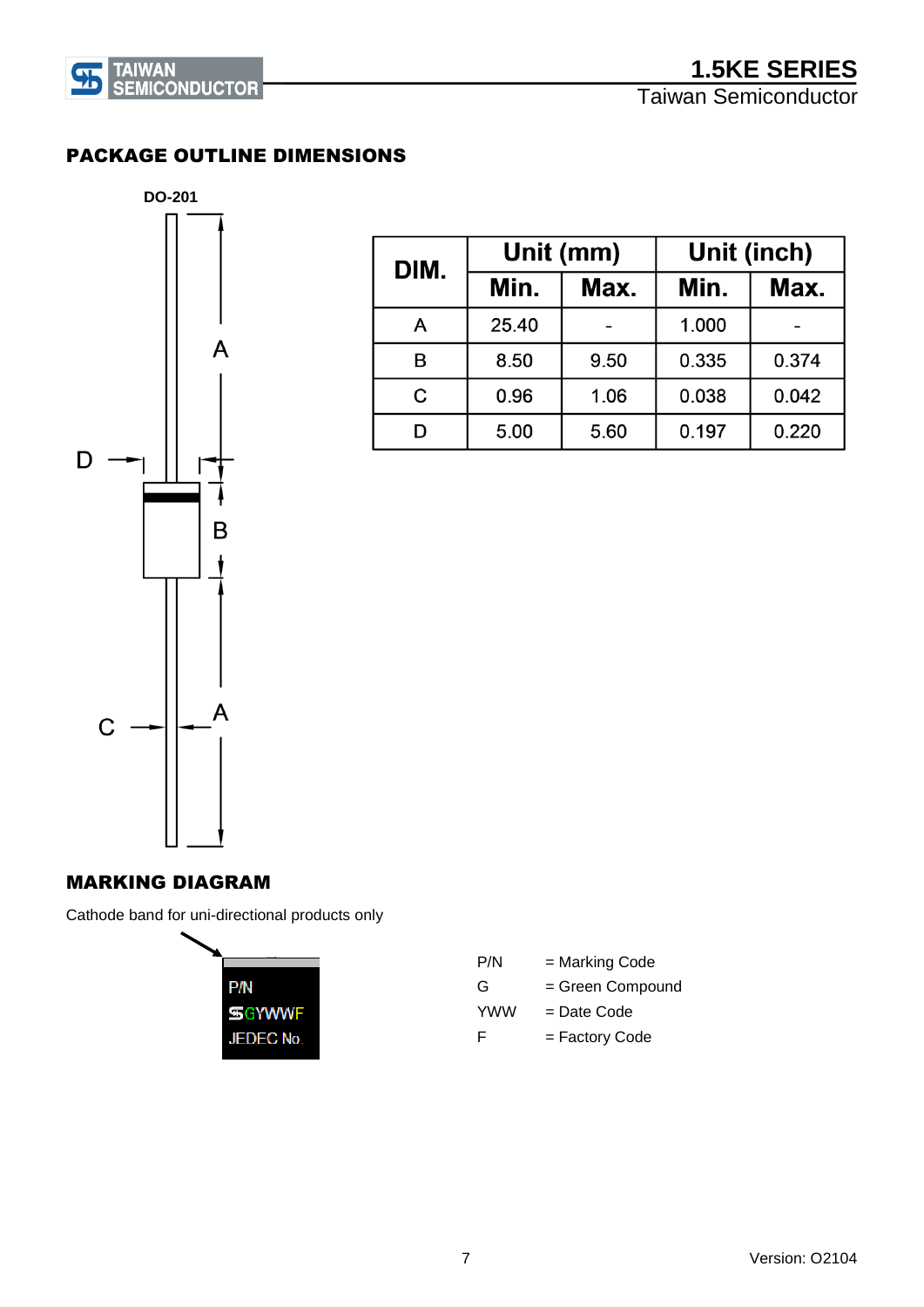## PACKAGE OUTLINE DIMENSIONS

DO-201

| DIM. | Unit (mm) | | Unit (inch) | |
|---|---|---|---|---|
| | Min. | Max. | Min. | Max. |
| A | 25.40 | - | 1.000 | - |
| B | 8.50 | 9.50 | 0.335 | 0.374 |
| C | 0.96 | 1.06 | 0.038 | 0.042 |
| D | 5.00 | 5.60 | 0.197 | 0.220 |

## MARKING DIAGRAM

Cathode band for uni-directional products only

P/N
GYWWF
JEDEC No.

| | |
|---|---|
| P/N | = Marking Code |
| G | = Green Compound |
| YWW | = Date Code |
| F | = Factory Code |

Version: O2104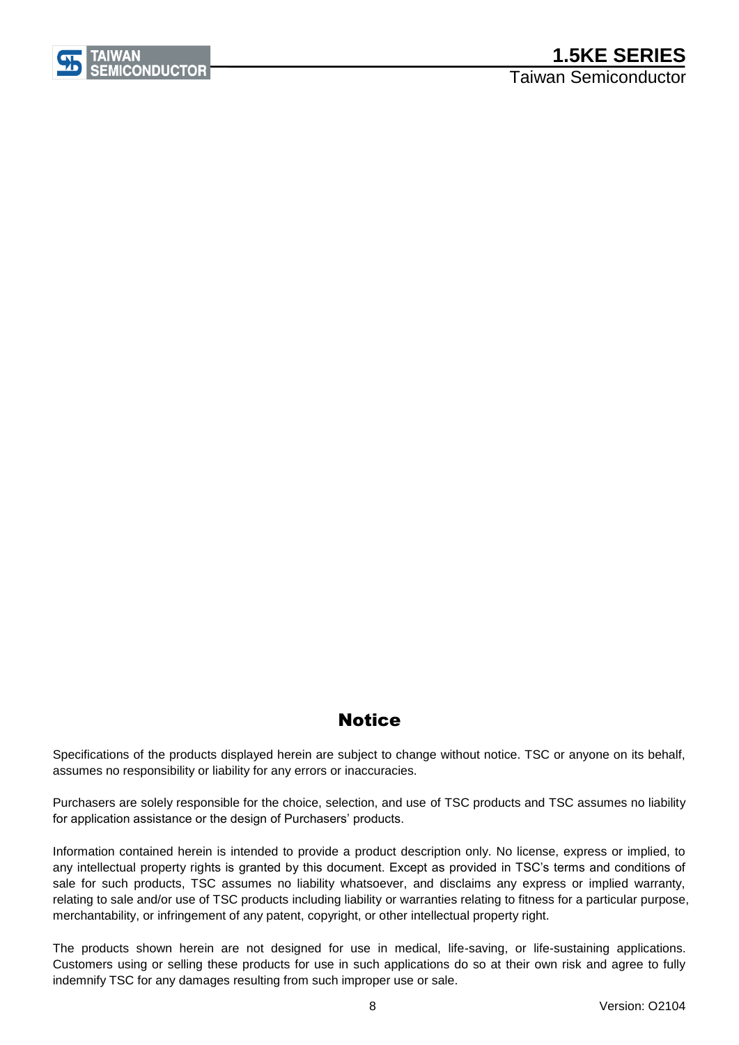## Notice

Specifications of the products displayed herein are subject to change without notice. TSC or anyone on its behalf, assumes no responsibility or liability for any errors or inaccuracies.

Purchasers are solely responsible for the choice, selection, and use of TSC products and TSC assumes no liability for application assistance or the design of Purchasers' products.

Information contained herein is intended to provide a product description only. No license, express or implied, to any intellectual property rights is granted by this document. Except as provided in TSC's terms and conditions of sale for such products, TSC assumes no liability whatsoever, and disclaims any express or implied warranty, relating to sale and/or use of TSC products including liability or warranties relating to fitness for a particular purpose, merchantability, or infringement of any patent, copyright, or other intellectual property right.

The products shown herein are not designed for use in medical, life-saving, or life-sustaining applications. Customers using or selling these products for use in such applications do so at their own risk and agree to fully indemnify TSC for any damages resulting from such improper use or sale.